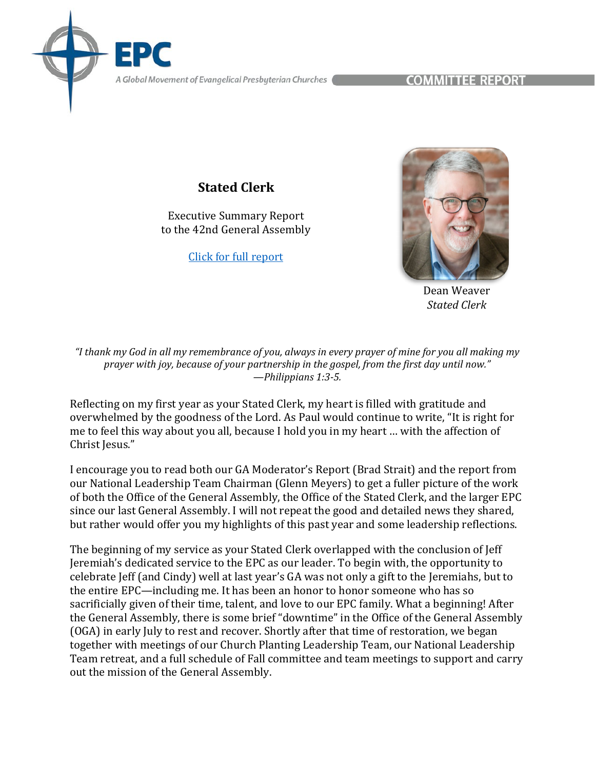# Stated Clerk

Executive Summary Report
to the 42nd General Assembly

[Click for full report]

Dean Weaver
*Stated Clerk*

*"I thank my God in all my remembrance of you, always in every prayer of mine for you all making my prayer with joy, because of your partnership in the gospel, from the first day until now."*
*—Philippians 1:3-5.*

Reflecting on my first year as your Stated Clerk, my heart is filled with gratitude and overwhelmed by the goodness of the Lord. As Paul would continue to write, "It is right for me to feel this way about you all, because I hold you in my heart … with the affection of Christ Jesus."

I encourage you to read both our GA Moderator's Report (Brad Strait) and the report from our National Leadership Team Chairman (Glenn Meyers) to get a fuller picture of the work of both the Office of the General Assembly, the Office of the Stated Clerk, and the larger EPC since our last General Assembly. I will not repeat the good and detailed news they shared, but rather would offer you my highlights of this past year and some leadership reflections.

The beginning of my service as your Stated Clerk overlapped with the conclusion of Jeff Jeremiah's dedicated service to the EPC as our leader. To begin with, the opportunity to celebrate Jeff (and Cindy) well at last year's GA was not only a gift to the Jeremiahs, but to the entire EPC—including me. It has been an honor to honor someone who has so sacrificially given of their time, talent, and love to our EPC family. What a beginning! After the General Assembly, there is some brief "downtime" in the Office of the General Assembly (OGA) in early July to rest and recover. Shortly after that time of restoration, we began together with meetings of our Church Planting Leadership Team, our National Leadership Team retreat, and a full schedule of Fall committee and team meetings to support and carry out the mission of the General Assembly.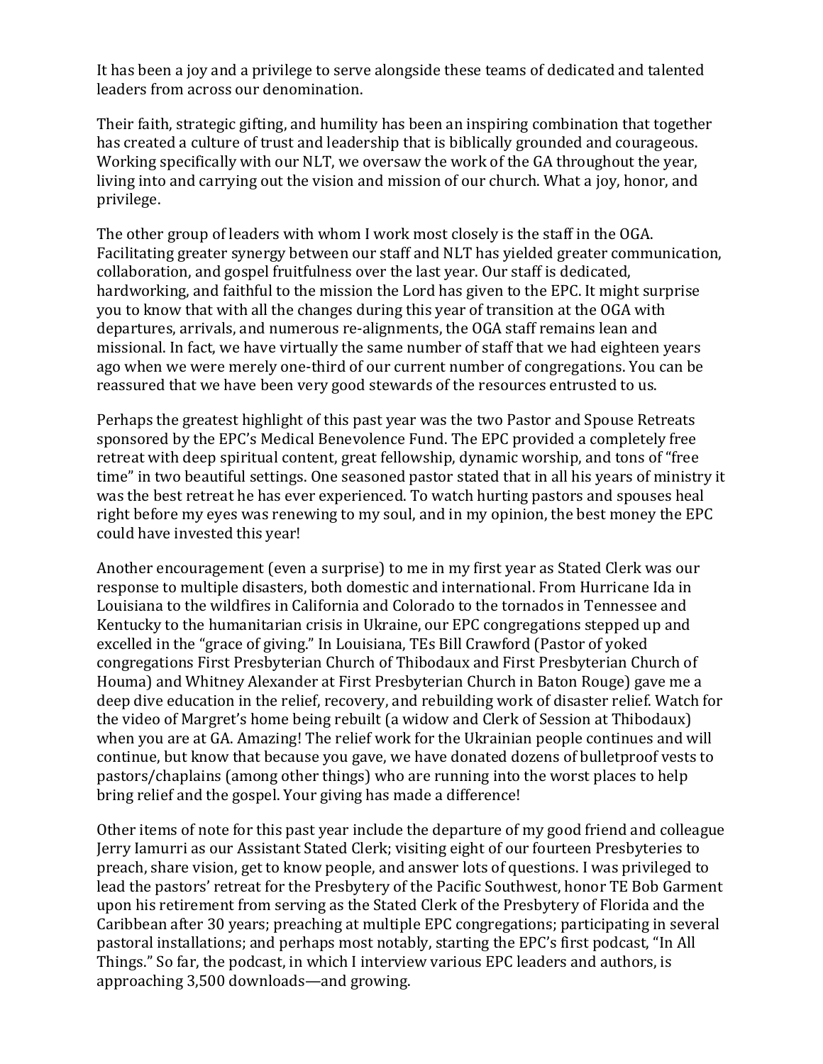It has been a joy and a privilege to serve alongside these teams of dedicated and talented leaders from across our denomination.

Their faith, strategic gifting, and humility has been an inspiring combination that together has created a culture of trust and leadership that is biblically grounded and courageous. Working specifically with our NLT, we oversaw the work of the GA throughout the year, living into and carrying out the vision and mission of our church. What a joy, honor, and privilege.

The other group of leaders with whom I work most closely is the staff in the OGA. Facilitating greater synergy between our staff and NLT has yielded greater communication, collaboration, and gospel fruitfulness over the last year. Our staff is dedicated, hardworking, and faithful to the mission the Lord has given to the EPC. It might surprise you to know that with all the changes during this year of transition at the OGA with departures, arrivals, and numerous re-alignments, the OGA staff remains lean and missional. In fact, we have virtually the same number of staff that we had eighteen years ago when we were merely one-third of our current number of congregations. You can be reassured that we have been very good stewards of the resources entrusted to us.

Perhaps the greatest highlight of this past year was the two Pastor and Spouse Retreats sponsored by the EPC's Medical Benevolence Fund. The EPC provided a completely free retreat with deep spiritual content, great fellowship, dynamic worship, and tons of "free time" in two beautiful settings. One seasoned pastor stated that in all his years of ministry it was the best retreat he has ever experienced. To watch hurting pastors and spouses heal right before my eyes was renewing to my soul, and in my opinion, the best money the EPC could have invested this year!

Another encouragement (even a surprise) to me in my first year as Stated Clerk was our response to multiple disasters, both domestic and international. From Hurricane Ida in Louisiana to the wildfires in California and Colorado to the tornados in Tennessee and Kentucky to the humanitarian crisis in Ukraine, our EPC congregations stepped up and excelled in the "grace of giving." In Louisiana, TEs Bill Crawford (Pastor of yoked congregations First Presbyterian Church of Thibodaux and First Presbyterian Church of Houma) and Whitney Alexander at First Presbyterian Church in Baton Rouge) gave me a deep dive education in the relief, recovery, and rebuilding work of disaster relief. Watch for the video of Margret's home being rebuilt (a widow and Clerk of Session at Thibodaux) when you are at GA. Amazing! The relief work for the Ukrainian people continues and will continue, but know that because you gave, we have donated dozens of bulletproof vests to pastors/chaplains (among other things) who are running into the worst places to help bring relief and the gospel. Your giving has made a difference!

Other items of note for this past year include the departure of my good friend and colleague Jerry Iamurri as our Assistant Stated Clerk; visiting eight of our fourteen Presbyteries to preach, share vision, get to know people, and answer lots of questions. I was privileged to lead the pastors' retreat for the Presbytery of the Pacific Southwest, honor TE Bob Garment upon his retirement from serving as the Stated Clerk of the Presbytery of Florida and the Caribbean after 30 years; preaching at multiple EPC congregations; participating in several pastoral installations; and perhaps most notably, starting the EPC's first podcast, "In All Things." So far, the podcast, in which I interview various EPC leaders and authors, is approaching 3,500 downloads—and growing.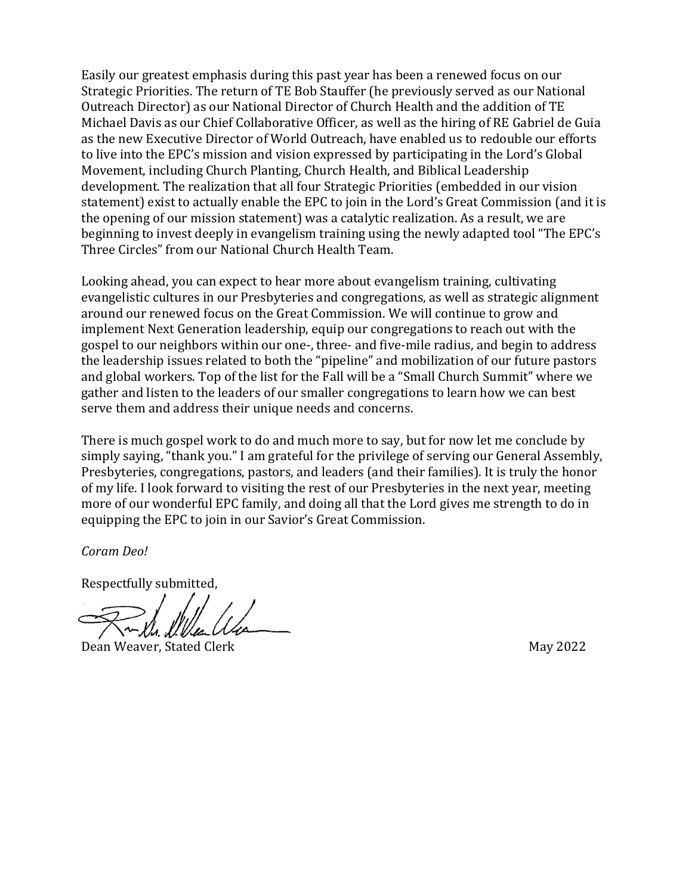Easily our greatest emphasis during this past year has been a renewed focus on our Strategic Priorities. The return of TE Bob Stauffer (he previously served as our National Outreach Director) as our National Director of Church Health and the addition of TE Michael Davis as our Chief Collaborative Officer, as well as the hiring of RE Gabriel de Guia as the new Executive Director of World Outreach, have enabled us to redouble our efforts to live into the EPC's mission and vision expressed by participating in the Lord's Global Movement, including Church Planting, Church Health, and Biblical Leadership development. The realization that all four Strategic Priorities (embedded in our vision statement) exist to actually enable the EPC to join in the Lord's Great Commission (and it is the opening of our mission statement) was a catalytic realization. As a result, we are beginning to invest deeply in evangelism training using the newly adapted tool "The EPC's Three Circles" from our National Church Health Team.

Looking ahead, you can expect to hear more about evangelism training, cultivating evangelistic cultures in our Presbyteries and congregations, as well as strategic alignment around our renewed focus on the Great Commission. We will continue to grow and implement Next Generation leadership, equip our congregations to reach out with the gospel to our neighbors within our one-, three- and five-mile radius, and begin to address the leadership issues related to both the "pipeline" and mobilization of our future pastors and global workers. Top of the list for the Fall will be a "Small Church Summit" where we gather and listen to the leaders of our smaller congregations to learn how we can best serve them and address their unique needs and concerns.

There is much gospel work to do and much more to say, but for now let me conclude by simply saying, "thank you." I am grateful for the privilege of serving our General Assembly, Presbyteries, congregations, pastors, and leaders (and their families). It is truly the honor of my life. I look forward to visiting the rest of our Presbyteries in the next year, meeting more of our wonderful EPC family, and doing all that the Lord gives me strength to do in equipping the EPC to join in our Savior's Great Commission.

*Coram Deo!*

Respectfully submitted,

Dean Weaver, Stated Clerk

May 2022